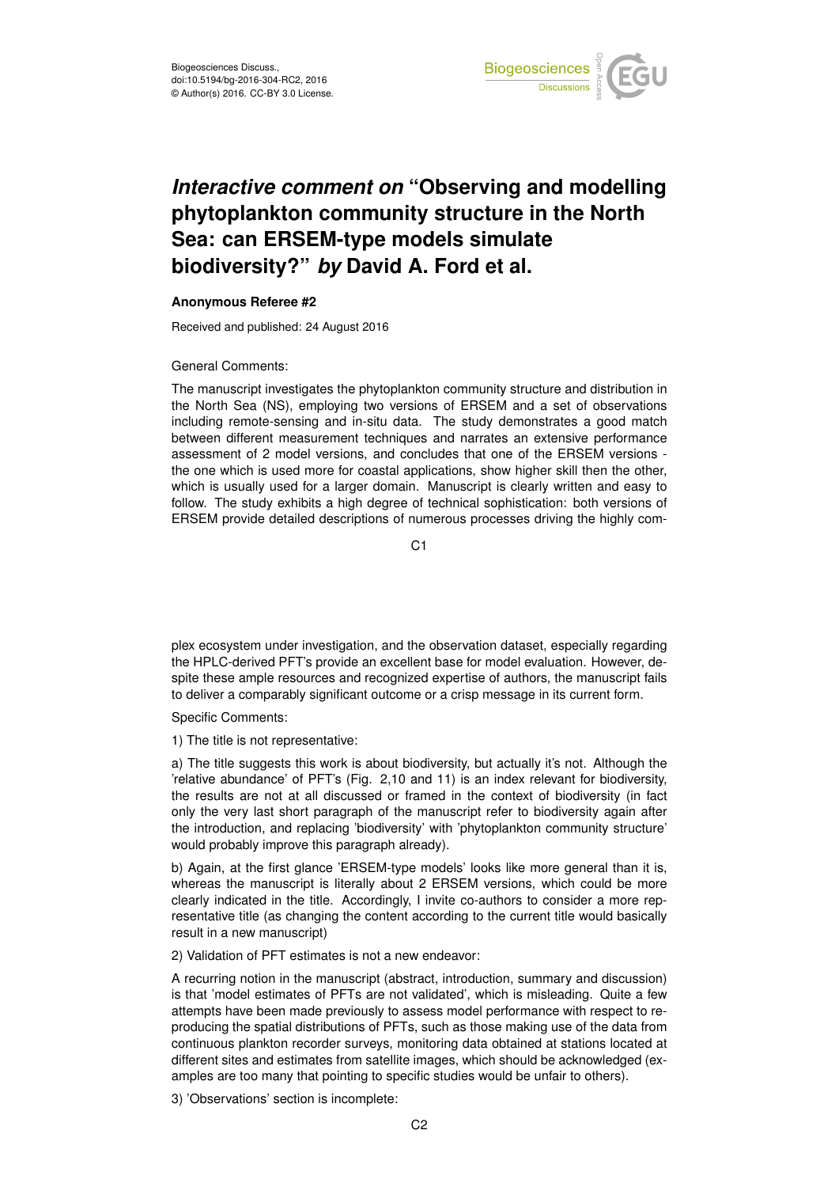# *Interactive comment on* "Observing and modelling phytoplankton community structure in the North Sea: can ERSEM-type models simulate biodiversity?" *by* David A. Ford et al.

**Anonymous Referee #2**

Received and published: 24 August 2016

General Comments:

The manuscript investigates the phytoplankton community structure and distribution in the North Sea (NS), employing two versions of ERSEM and a set of observations including remote-sensing and in-situ data. The study demonstrates a good match between different measurement techniques and narrates an extensive performance assessment of 2 model versions, and concludes that one of the ERSEM versions - the one which is used more for coastal applications, show higher skill then the other, which is usually used for a larger domain. Manuscript is clearly written and easy to follow. The study exhibits a high degree of technical sophistication: both versions of ERSEM provide detailed descriptions of numerous processes driving the highly complex ecosystem under investigation, and the observation dataset, especially regarding the HPLC-derived PFT's provide an excellent base for model evaluation. However, despite these ample resources and recognized expertise of authors, the manuscript fails to deliver a comparably significant outcome or a crisp message in its current form.

Specific Comments:

1) The title is not representative:

a) The title suggests this work is about biodiversity, but actually it's not. Although the 'relative abundance' of PFT's (Fig. 2,10 and 11) is an index relevant for biodiversity, the results are not at all discussed or framed in the context of biodiversity (in fact only the very last short paragraph of the manuscript refer to biodiversity again after the introduction, and replacing 'biodiversity' with 'phytoplankton community structure' would probably improve this paragraph already).

b) Again, at the first glance 'ERSEM-type models' looks like more general than it is, whereas the manuscript is literally about 2 ERSEM versions, which could be more clearly indicated in the title. Accordingly, I invite co-authors to consider a more representative title (as changing the content according to the current title would basically result in a new manuscript)

2) Validation of PFT estimates is not a new endeavor:

A recurring notion in the manuscript (abstract, introduction, summary and discussion) is that 'model estimates of PFTs are not validated', which is misleading. Quite a few attempts have been made previously to assess model performance with respect to reproducing the spatial distributions of PFTs, such as those making use of the data from continuous plankton recorder surveys, monitoring data obtained at stations located at different sites and estimates from satellite images, which should be acknowledged (examples are too many that pointing to specific studies would be unfair to others).

3) 'Observations' section is incomplete: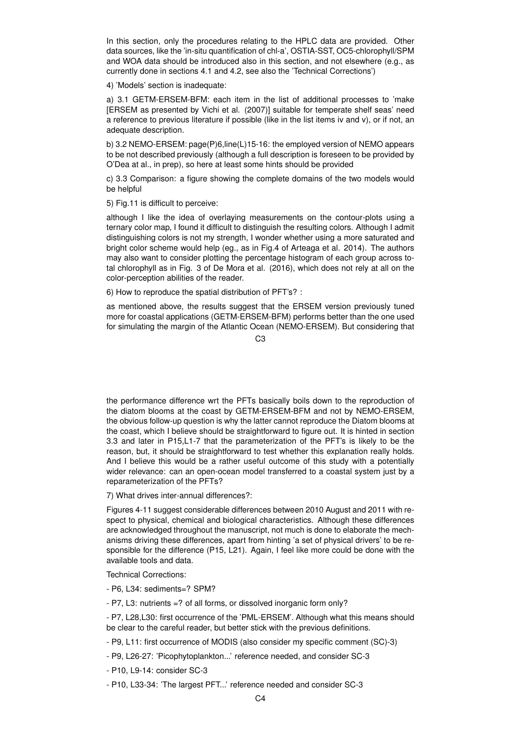In this section, only the procedures relating to the HPLC data are provided. Other data sources, like the 'in-situ quantification of chl-a', OSTIA-SST, OC5-chlorophyll/SPM and WOA data should be introduced also in this section, and not elsewhere (e.g., as currently done in sections 4.1 and 4.2, see also the 'Technical Corrections')

4) 'Models' section is inadequate:

a) 3.1 GETM-ERSEM-BFM: each item in the list of additional processes to 'make [ERSEM as presented by Vichi et al. (2007)] suitable for temperate shelf seas' need a reference to previous literature if possible (like in the list items iv and v), or if not, an adequate description.

b) 3.2 NEMO-ERSEM: page(P)6,line(L)15-16: the employed version of NEMO appears to be not described previously (although a full description is foreseen to be provided by O'Dea at al., in prep), so here at least some hints should be provided

c) 3.3 Comparison: a figure showing the complete domains of the two models would be helpful

5) Fig.11 is difficult to perceive:

although I like the idea of overlaying measurements on the contour-plots using a ternary color map, I found it difficult to distinguish the resulting colors. Although I admit distinguishing colors is not my strength, I wonder whether using a more saturated and bright color scheme would help (eg., as in Fig.4 of Arteaga et al. 2014). The authors may also want to consider plotting the percentage histogram of each group across total chlorophyll as in Fig. 3 of De Mora et al. (2016), which does not rely at all on the color-perception abilities of the reader.

6) How to reproduce the spatial distribution of PFT's? :

as mentioned above, the results suggest that the ERSEM version previously tuned more for coastal applications (GETM-ERSEM-BFM) performs better than the one used for simulating the margin of the Atlantic Ocean (NEMO-ERSEM). But considering that the performance difference wrt the PFTs basically boils down to the reproduction of the diatom blooms at the coast by GETM-ERSEM-BFM and not by NEMO-ERSEM, the obvious follow-up question is why the latter cannot reproduce the Diatom blooms at the coast, which I believe should be straightforward to figure out. It is hinted in section 3.3 and later in P15,L1-7 that the parameterization of the PFT's is likely to be the reason, but, it should be straightforward to test whether this explanation really holds. And I believe this would be a rather useful outcome of this study with a potentially wider relevance: can an open-ocean model transferred to a coastal system just by a reparameterization of the PFTs?

7) What drives inter-annual differences?:

Figures 4-11 suggest considerable differences between 2010 August and 2011 with respect to physical, chemical and biological characteristics. Although these differences are acknowledged throughout the manuscript, not much is done to elaborate the mechanisms driving these differences, apart from hinting 'a set of physical drivers' to be responsible for the difference (P15, L21). Again, I feel like more could be done with the available tools and data.

Technical Corrections:

- P6, L34: sediments=? SPM?
- P7, L3: nutrients =? of all forms, or dissolved inorganic form only?
- P7, L28,L30: first occurrence of the 'PML-ERSEM'. Although what this means should be clear to the careful reader, but better stick with the previous definitions.
- P9, L11: first occurrence of MODIS (also consider my specific comment (SC)-3)
- P9, L26-27: 'Picophytoplankton...' reference needed, and consider SC-3
- P10, L9-14: consider SC-3
- P10, L33-34: 'The largest PFT...' reference needed and consider SC-3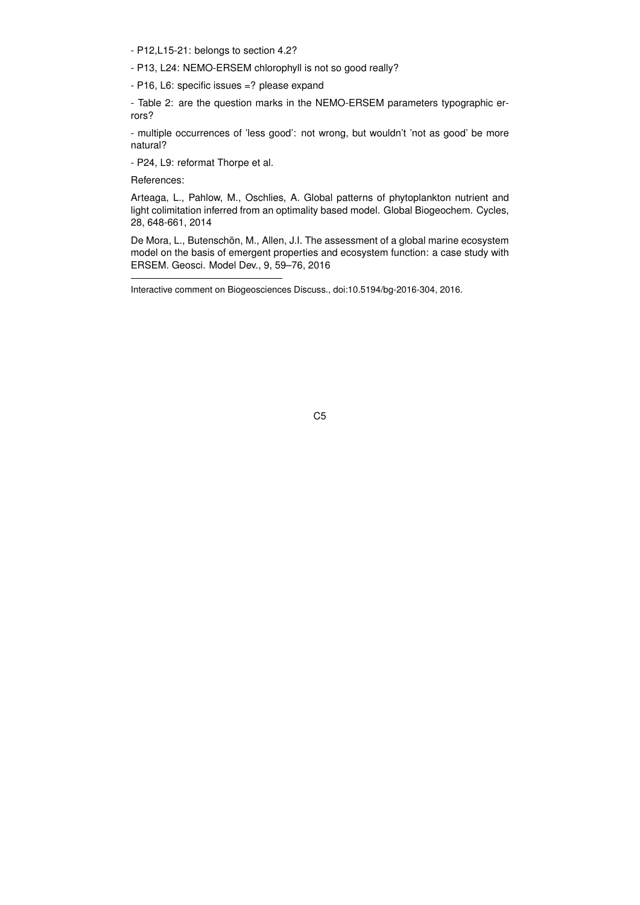- P12,L15-21: belongs to section 4.2?

- P13, L24: NEMO-ERSEM chlorophyll is not so good really?

- P16, L6: specific issues =? please expand

- Table 2: are the question marks in the NEMO-ERSEM parameters typographic errors?

- multiple occurrences of 'less good': not wrong, but wouldn't 'not as good' be more natural?

- P24, L9: reformat Thorpe et al.

References:

Arteaga, L., Pahlow, M., Oschlies, A. Global patterns of phytoplankton nutrient and light colimitation inferred from an optimality based model. Global Biogeochem. Cycles, 28, 648-661, 2014

De Mora, L., Butenschön, M., Allen, J.I. The assessment of a global marine ecosystem model on the basis of emergent properties and ecosystem function: a case study with ERSEM. Geosci. Model Dev., 9, 59–76, 2016

---

Interactive comment on Biogeosciences Discuss., doi:10.5194/bg-2016-304, 2016.